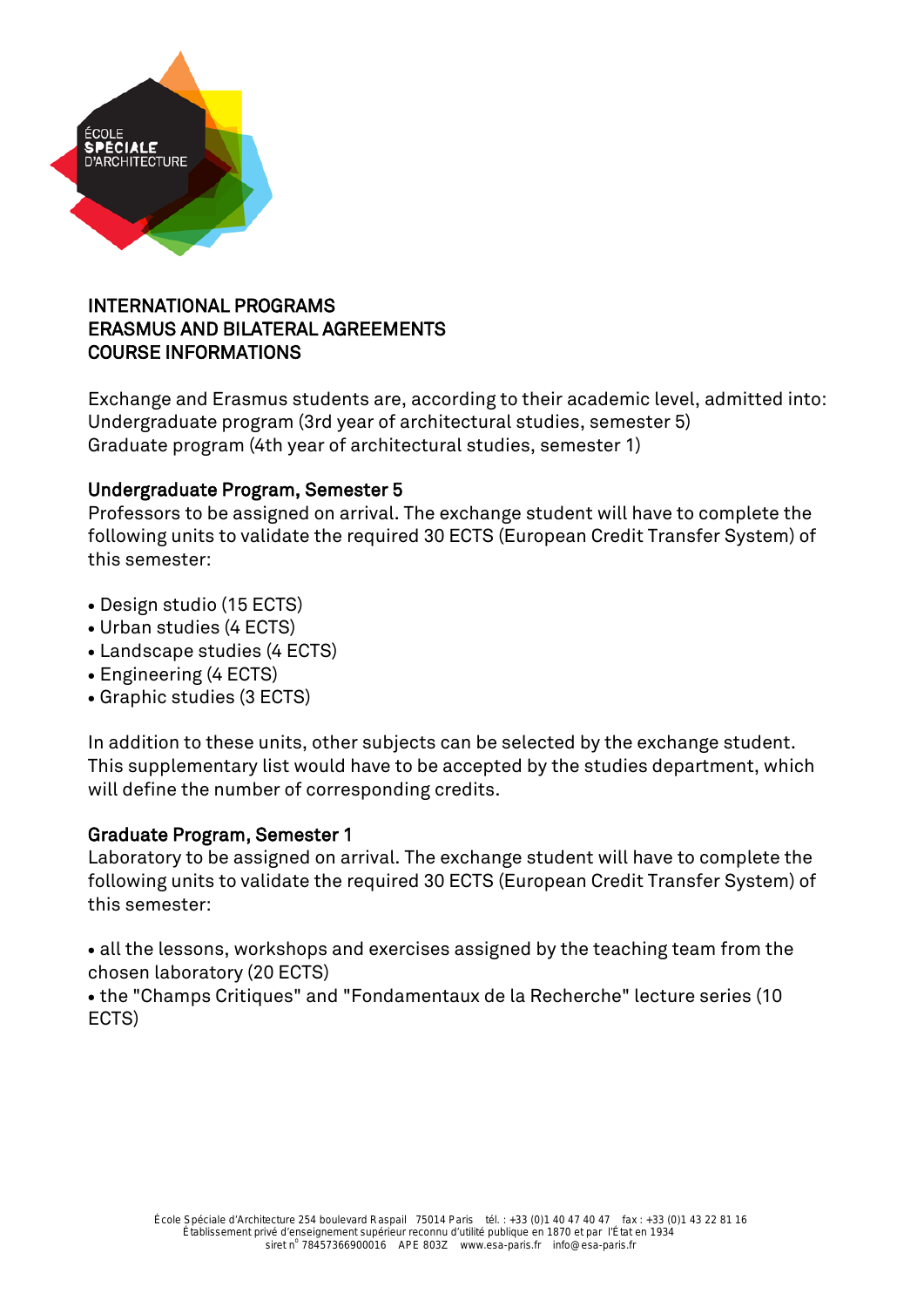# INTERNATIONAL PROGRAMS
# ERASMUS AND BILATERAL AGREEMENTS
# COURSE INFORMATIONS

Exchange and Erasmus students are, according to their academic level, admitted into:
Undergraduate program (3rd year of architectural studies, semester 5)
Graduate program (4th year of architectural studies, semester 1)

## Undergraduate Program, Semester 5

Professors to be assigned on arrival. The exchange student will have to complete the following units to validate the required 30 ECTS (European Credit Transfer System) of this semester:

- Design studio (15 ECTS)
- Urban studies (4 ECTS)
- Landscape studies (4 ECTS)
- Engineering (4 ECTS)
- Graphic studies (3 ECTS)

In addition to these units, other subjects can be selected by the exchange student. This supplementary list would have to be accepted by the studies department, which will define the number of corresponding credits.

## Graduate Program, Semester 1

Laboratory to be assigned on arrival. The exchange student will have to complete the following units to validate the required 30 ECTS (European Credit Transfer System) of this semester:

- all the lessons, workshops and exercises assigned by the teaching team from the chosen laboratory (20 ECTS)
- the "Champs Critiques" and "Fondamentaux de la Recherche" lecture series (10 ECTS)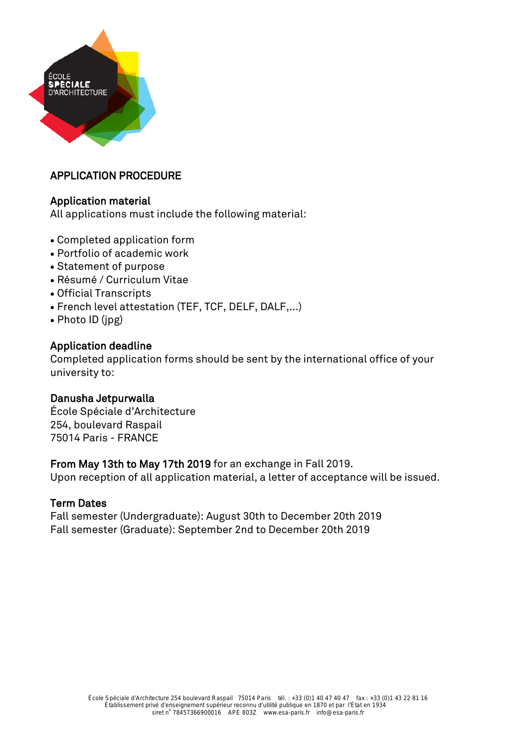# APPLICATION PROCEDURE

## Application material

All applications must include the following material:

- Completed application form
- Portfolio of academic work
- Statement of purpose
- Résumé / Curriculum Vitae
- Official Transcripts
- French level attestation (TEF, TCF, DELF, DALF,...)
- Photo ID (jpg)

## Application deadline

Completed application forms should be sent by the international office of your university to:

**Danusha Jetpurwalla**
École Spéciale d'Architecture
254, boulevard Raspail
75014 Paris - FRANCE

**From May 13th to May 17th 2019** for an exchange in Fall 2019.
Upon reception of all application material, a letter of acceptance will be issued.

## Term Dates

Fall semester (Undergraduate): August 30th to December 20th 2019
Fall semester (Graduate): September 2nd to December 20th 2019

École Spéciale d'Architecture 254 boulevard Raspail 75014 Paris tél. : +33 (0)1 40 47 40 47 fax : +33 (0)1 43 22 81 16
Établissement privé d'enseignement supérieur reconnu d'utilité publique en 1870 et par l'État en 1934
siret n° 78457366900016 APE 803Z www.esa-paris.fr info@esa-paris.fr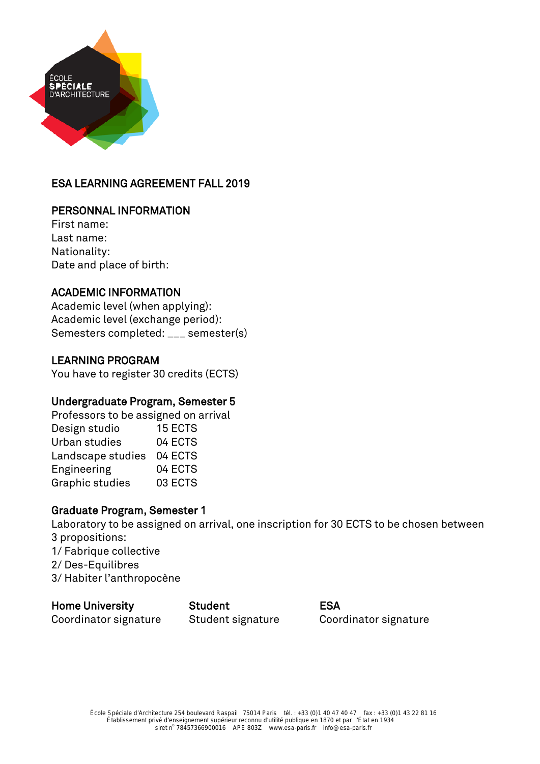ÉCOLE
SPÉCIALE
D'ARCHITECTURE

# ESA LEARNING AGREEMENT FALL 2019

## PERSONNAL INFORMATION

First name:
Last name:
Nationality:
Date and place of birth:

## ACADEMIC INFORMATION

Academic level (when applying):
Academic level (exchange period):
Semesters completed: ___ semester(s)

## LEARNING PROGRAM

You have to register 30 credits (ECTS)

### Undergraduate Program, Semester 5

Professors to be assigned on arrival

| | |
|---|---|
| Design studio | 15 ECTS |
| Urban studies | 04 ECTS |
| Landscape studies | 04 ECTS |
| Engineering | 04 ECTS |
| Graphic studies | 03 ECTS |

### Graduate Program, Semester 1

Laboratory to be assigned on arrival, one inscription for 30 ECTS to be chosen between 3 propositions:
1/ Fabrique collective
2/ Des-Equilibres
3/ Habiter l'anthropocène

| **Home University** | **Student** | **ESA** |
|---|---|---|
| Coordinator signature | Student signature | Coordinator signature |

École Spéciale d'Architecture 254 boulevard Raspail 75014 Paris tél. : +33 (0)1 40 47 40 47 fax : +33 (0)1 43 22 81 16
Établissement privé d'enseignement supérieur reconnu d'utilité publique en 1870 et par l'État en 1934
siret n° 78457366900016 APE 803Z www.esa-paris.fr info@esa-paris.fr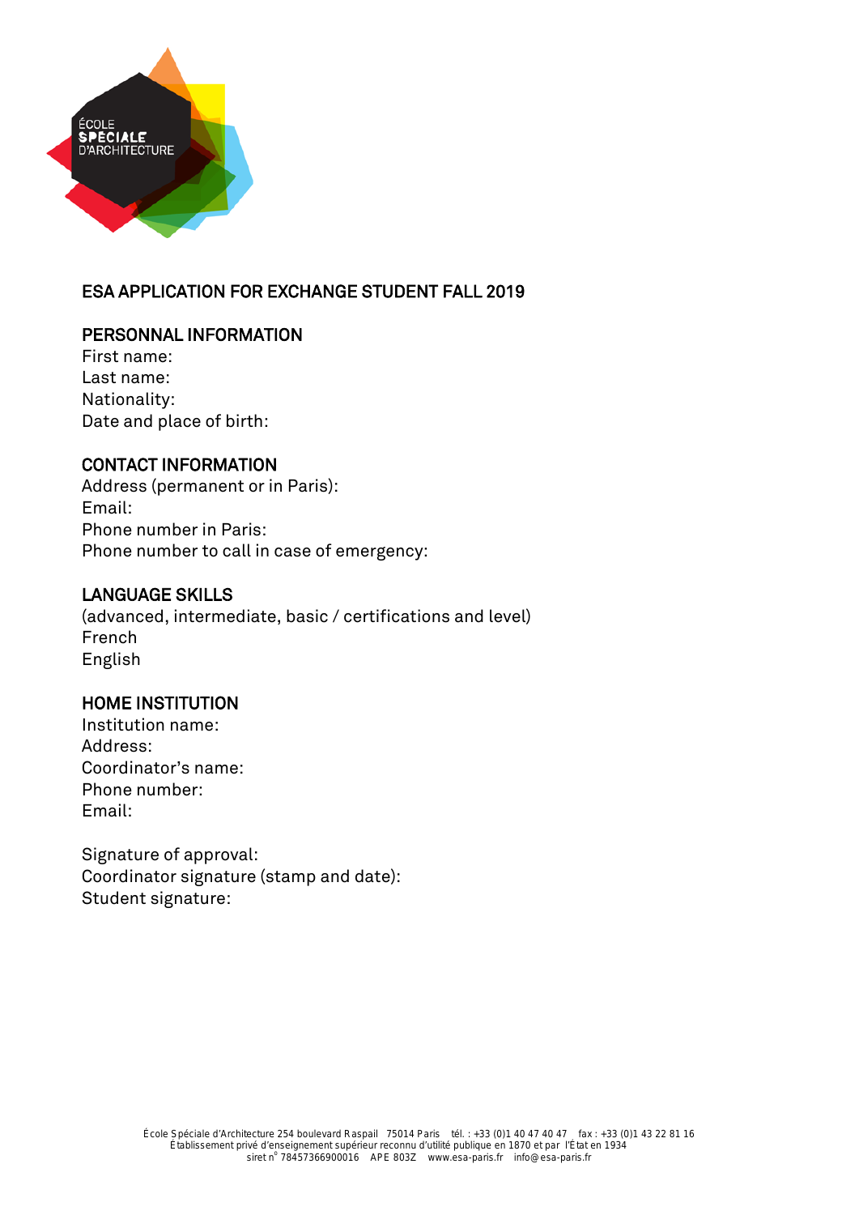# ESA APPLICATION FOR EXCHANGE STUDENT FALL 2019

## PERSONNAL INFORMATION

First name:
Last name:
Nationality:
Date and place of birth:

## CONTACT INFORMATION

Address (permanent or in Paris):
Email:
Phone number in Paris:
Phone number to call in case of emergency:

## LANGUAGE SKILLS

(advanced, intermediate, basic / certifications and level)
French
English

## HOME INSTITUTION

Institution name:
Address:
Coordinator's name:
Phone number:
Email:

Signature of approval:
Coordinator signature (stamp and date):
Student signature:

École Spéciale d'Architecture 254 boulevard Raspail 75014 Paris tél. : +33 (0)1 40 47 40 47 fax : +33 (0)1 43 22 81 16
Établissement privé d'enseignement supérieur reconnu d'utilité publique en 1870 et par l'État en 1934
siret n° 78457366900016 APE 803Z www.esa-paris.fr info@esa-paris.fr